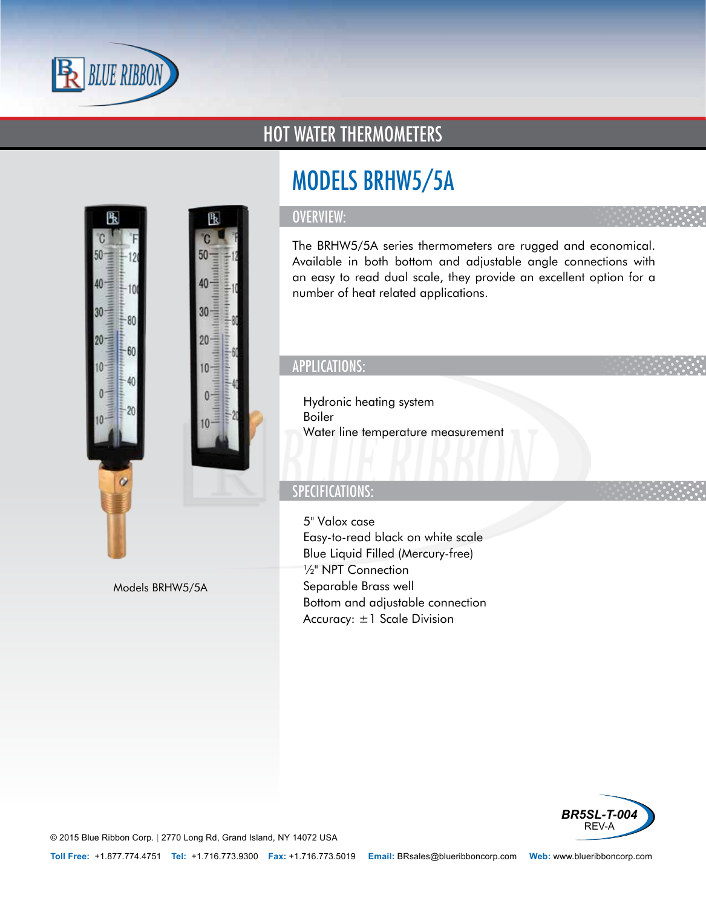# HOT WATER THERMOMETERS

## MODELS BRHW5/5A

### OVERVIEW:

The BRHW5/5A series thermometers are rugged and economical. Available in both bottom and adjustable angle connections with an easy to read dual scale, they provide an excellent option for a number of heat related applications.

Models BRHW5/5A

### APPLICATIONS:

Hydronic heating system
Boiler
Water line temperature measurement

### SPECIFICATIONS:

5" Valox case
Easy-to-read black on white scale
Blue Liquid Filled (Mercury-free)
½" NPT Connection
Separable Brass well
Bottom and adjustable connection
Accuracy: ±1 Scale Division

**BR5SL-T-004**
REV-A

© 2015 Blue Ribbon Corp. | 2770 Long Rd, Grand Island, NY 14072 USA

**Toll Free:** +1.877.774.4751 **Tel:** +1.716.773.9300 **Fax:** +1.716.773.5019 **Email:** BRsales@blueribboncorp.com **Web:** www.blueribboncorp.com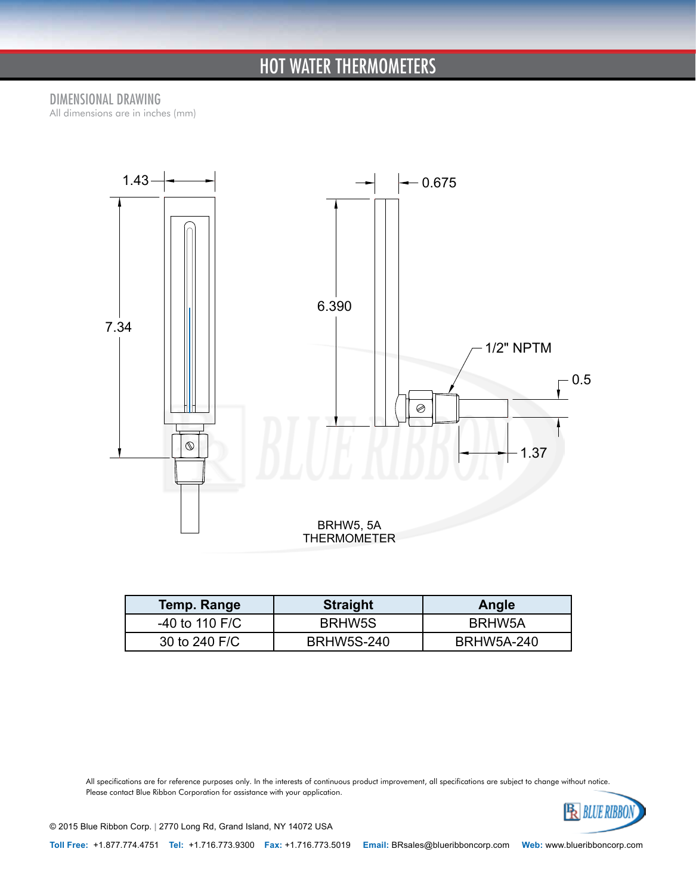# HOT WATER THERMOMETERS

## DIMENSIONAL DRAWING

All dimensions are in inches (mm)

1.43

7.34

0.675

6.390

1/2" NPTM

0.5

1.37

BRHW5, 5A
THERMOMETER

| Temp. Range | Straight | Angle |
|---|---|---|
| -40 to 110 F/C | BRHW5S | BRHW5A |
| 30 to 240 F/C | BRHW5S-240 | BRHW5A-240 |

All specifications are for reference purposes only. In the interests of continuous product improvement, all specifications are subject to change without notice. Please contact Blue Ribbon Corporation for assistance with your application.

© 2015 Blue Ribbon Corp. | 2770 Long Rd, Grand Island, NY 14072 USA

**Toll Free:** +1.877.774.4751 **Tel:** +1.716.773.9300 **Fax:** +1.716.773.5019 **Email:** BRsales@blueribboncorp.com **Web:** www.blueribboncorp.com